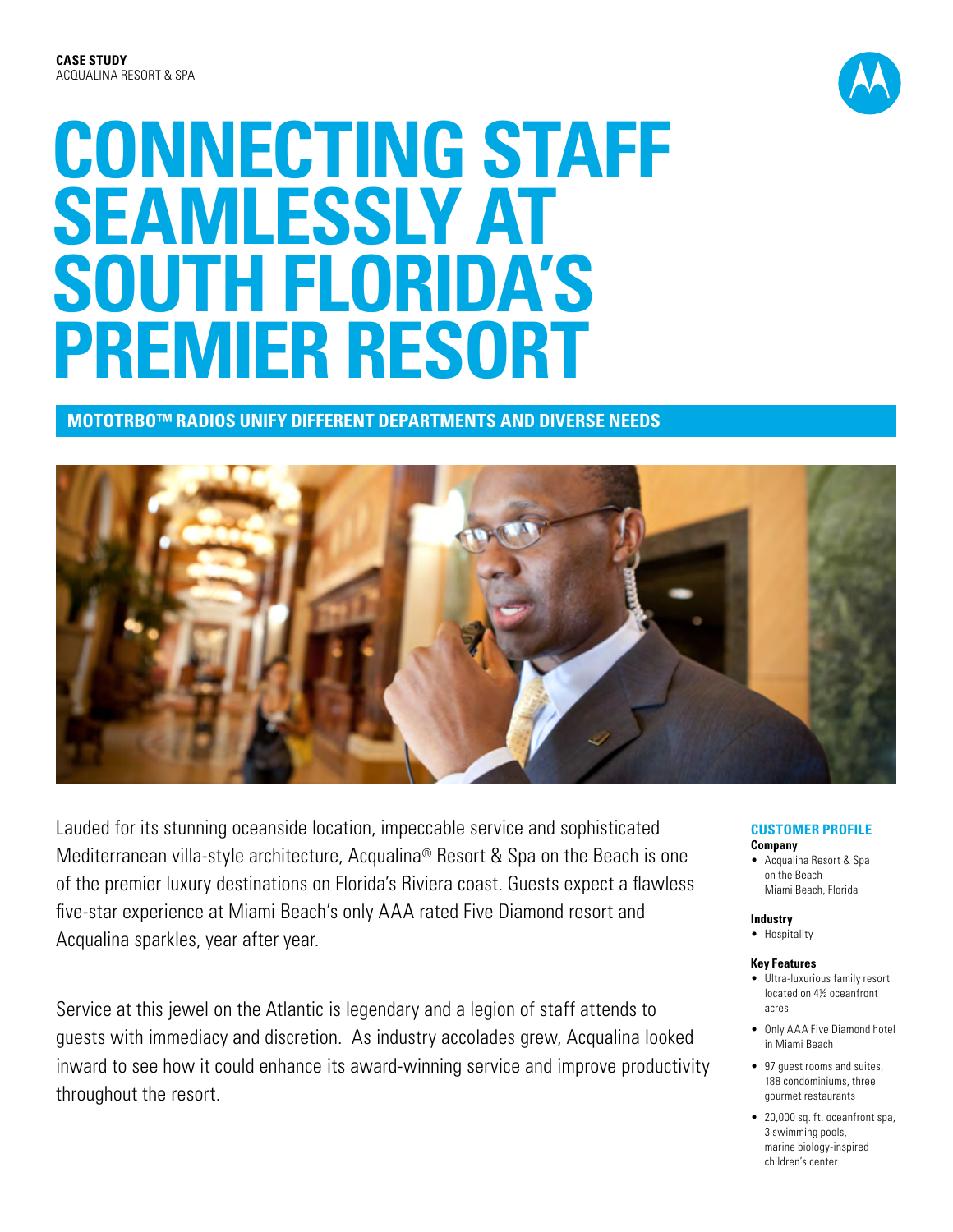**CASE STUDY**
ACQUALINA RESORT & SPA

# CONNECTING STAFF SEAMLESSLY AT SOUTH FLORIDA'S PREMIER RESORT

## MOTOTRBO™ RADIOS UNIFY DIFFERENT DEPARTMENTS AND DIVERSE NEEDS

Lauded for its stunning oceanside location, impeccable service and sophisticated Mediterranean villa-style architecture, Acqualina® Resort & Spa on the Beach is one of the premier luxury destinations on Florida's Riviera coast. Guests expect a flawless five-star experience at Miami Beach's only AAA rated Five Diamond resort and Acqualina sparkles, year after year.

Service at this jewel on the Atlantic is legendary and a legion of staff attends to guests with immediacy and discretion. As industry accolades grew, Acqualina looked inward to see how it could enhance its award-winning service and improve productivity throughout the resort.

### CUSTOMER PROFILE

**Company**
- Acqualina Resort & Spa on the Beach Miami Beach, Florida

**Industry**
- Hospitality

**Key Features**
- Ultra-luxurious family resort located on 4½ oceanfront acres
- Only AAA Five Diamond hotel in Miami Beach
- 97 guest rooms and suites, 188 condominiums, three gourmet restaurants
- 20,000 sq. ft. oceanfront spa, 3 swimming pools, marine biology-inspired children's center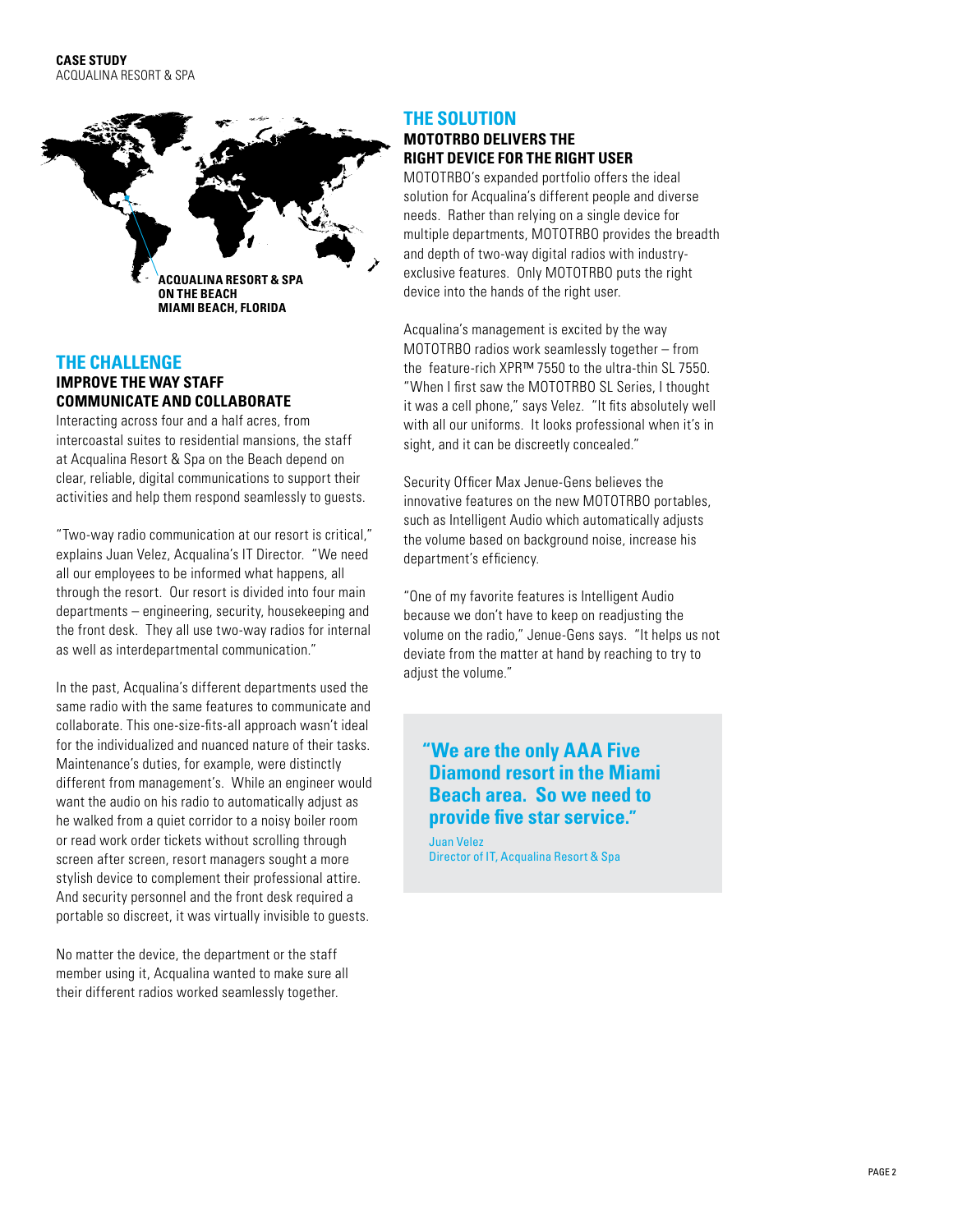**CASE STUDY**
ACQUALINA RESORT & SPA

**ACQUALINA RESORT & SPA ON THE BEACH**
**MIAMI BEACH, FLORIDA**

## THE CHALLENGE

### IMPROVE THE WAY STAFF COMMUNICATE AND COLLABORATE

Interacting across four and a half acres, from intercoastal suites to residential mansions, the staff at Acqualina Resort & Spa on the Beach depend on clear, reliable, digital communications to support their activities and help them respond seamlessly to guests.

"Two-way radio communication at our resort is critical," explains Juan Velez, Acqualina's IT Director. "We need all our employees to be informed what happens, all through the resort. Our resort is divided into four main departments – engineering, security, housekeeping and the front desk. They all use two-way radios for internal as well as interdepartmental communication."

In the past, Acqualina's different departments used the same radio with the same features to communicate and collaborate. This one-size-fits-all approach wasn't ideal for the individualized and nuanced nature of their tasks. Maintenance's duties, for example, were distinctly different from management's. While an engineer would want the audio on his radio to automatically adjust as he walked from a quiet corridor to a noisy boiler room or read work order tickets without scrolling through screen after screen, resort managers sought a more stylish device to complement their professional attire. And security personnel and the front desk required a portable so discreet, it was virtually invisible to guests.

No matter the device, the department or the staff member using it, Acqualina wanted to make sure all their different radios worked seamlessly together.

## THE SOLUTION

### MOTOTRBO DELIVERS THE RIGHT DEVICE FOR THE RIGHT USER

MOTOTRBO's expanded portfolio offers the ideal solution for Acqualina's different people and diverse needs. Rather than relying on a single device for multiple departments, MOTOTRBO provides the breadth and depth of two-way digital radios with industry-exclusive features. Only MOTOTRBO puts the right device into the hands of the right user.

Acqualina's management is excited by the way MOTOTRBO radios work seamlessly together – from the feature-rich XPR™ 7550 to the ultra-thin SL 7550. "When I first saw the MOTOTRBO SL Series, I thought it was a cell phone," says Velez. "It fits absolutely well with all our uniforms. It looks professional when it's in sight, and it can be discreetly concealed."

Security Officer Max Jenue-Gens believes the innovative features on the new MOTOTRBO portables, such as Intelligent Audio which automatically adjusts the volume based on background noise, increase his department's efficiency.

"One of my favorite features is Intelligent Audio because we don't have to keep on readjusting the volume on the radio," Jenue-Gens says. "It helps us not deviate from the matter at hand by reaching to try to adjust the volume."

> **"We are the only AAA Five Diamond resort in the Miami Beach area. So we need to provide five star service."**
>
> Juan Velez
> Director of IT, Acqualina Resort & Spa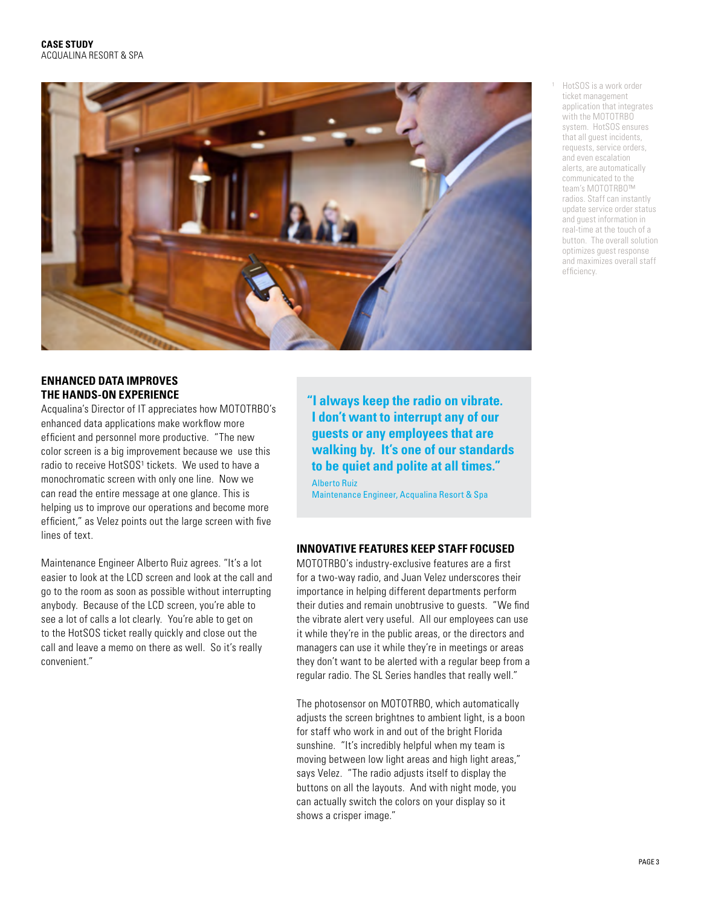## ENHANCED DATA IMPROVES THE HANDS-ON EXPERIENCE

Acqualina's Director of IT appreciates how MOTOTRBO's enhanced data applications make workflow more efficient and personnel more productive. "The new color screen is a big improvement because we use this radio to receive HotSOS[1] tickets. We used to have a monochromatic screen with only one line. Now we can read the entire message at one glance. This is helping us to improve our operations and become more efficient," as Velez points out the large screen with five lines of text.

Maintenance Engineer Alberto Ruiz agrees. "It's a lot easier to look at the LCD screen and look at the call and go to the room as soon as possible without interrupting anybody. Because of the LCD screen, you're able to see a lot of calls a lot clearly. You're able to get on to the HotSOS ticket really quickly and close out the call and leave a memo on there as well. So it's really convenient."

> **"I always keep the radio on vibrate. I don't want to interrupt any of our guests or any employees that are walking by. It's one of our standards to be quiet and polite at all times."**
>
> Alberto Ruiz
> Maintenance Engineer, Acqualina Resort & Spa

## INNOVATIVE FEATURES KEEP STAFF FOCUSED

MOTOTRBO's industry-exclusive features are a first for a two-way radio, and Juan Velez underscores their importance in helping different departments perform their duties and remain unobtrusive to guests. "We find the vibrate alert very useful. All our employees can use it while they're in the public areas, or the directors and managers can use it while they're in meetings or areas they don't want to be alerted with a regular beep from a regular radio. The SL Series handles that really well."

The photosensor on MOTOTRBO, which automatically adjusts the screen brightnes to ambient light, is a boon for staff who work in and out of the bright Florida sunshine. "It's incredibly helpful when my team is moving between low light areas and high light areas," says Velez. "The radio adjusts itself to display the buttons on all the layouts. And with night mode, you can actually switch the colors on your display so it shows a crisper image."

[1] HotSOS is a work order ticket management application that integrates with the MOTOTRBO system. HotSOS ensures that all guest incidents, requests, service orders, and even escalation alerts, are automatically communicated to the team's MOTOTRBO™ radios. Staff can instantly update service order status and guest information in real-time at the touch of a button. The overall solution optimizes guest response and maximizes overall staff efficiency.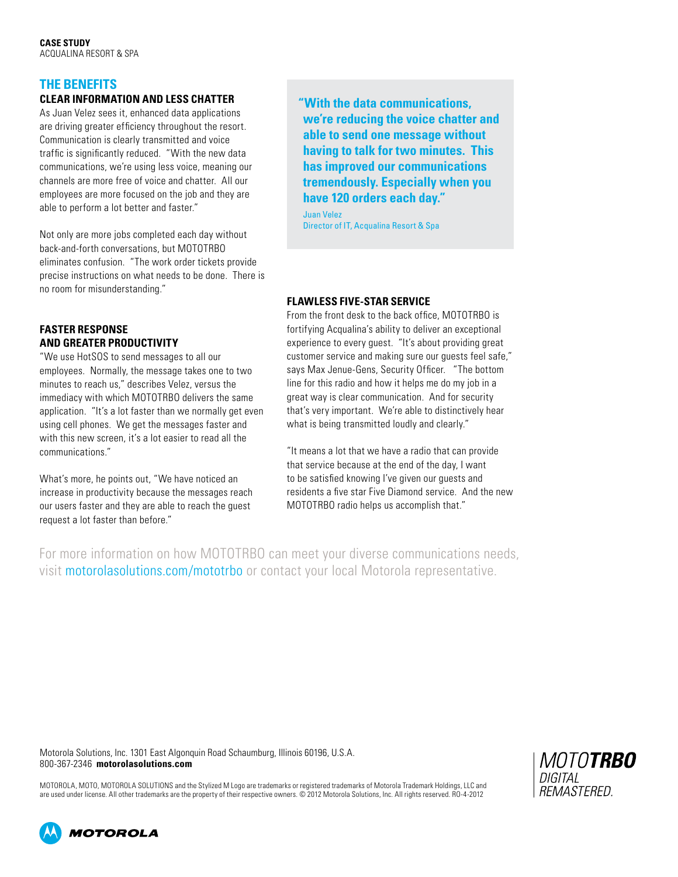## THE BENEFITS

### CLEAR INFORMATION AND LESS CHATTER

As Juan Velez sees it, enhanced data applications are driving greater efficiency throughout the resort. Communication is clearly transmitted and voice traffic is significantly reduced. "With the new data communications, we're using less voice, meaning our channels are more free of voice and chatter. All our employees are more focused on the job and they are able to perform a lot better and faster."

Not only are more jobs completed each day without back-and-forth conversations, but MOTOTRBO eliminates confusion. "The work order tickets provide precise instructions on what needs to be done. There is no room for misunderstanding."

### FASTER RESPONSE AND GREATER PRODUCTIVITY

"We use HotSOS to send messages to all our employees. Normally, the message takes one to two minutes to reach us," describes Velez, versus the immediacy with which MOTOTRBO delivers the same application. "It's a lot faster than we normally get even using cell phones. We get the messages faster and with this new screen, it's a lot easier to read all the communications."

What's more, he points out, "We have noticed an increase in productivity because the messages reach our users faster and they are able to reach the guest request a lot faster than before."

> **"With the data communications, we're reducing the voice chatter and able to send one message without having to talk for two minutes. This has improved our communications tremendously. Especially when you have 120 orders each day."**
>
> Juan Velez
> Director of IT, Acqualina Resort & Spa

### FLAWLESS FIVE-STAR SERVICE

From the front desk to the back office, MOTOTRBO is fortifying Acqualina's ability to deliver an exceptional experience to every guest. "It's about providing great customer service and making sure our guests feel safe," says Max Jenue-Gens, Security Officer. "The bottom line for this radio and how it helps me do my job in a great way is clear communication. And for security that's very important. We're able to distinctively hear what is being transmitted loudly and clearly."

"It means a lot that we have a radio that can provide that service because at the end of the day, I want to be satisfied knowing I've given our guests and residents a five star Five Diamond service. And the new MOTOTRBO radio helps us accomplish that."

For more information on how MOTOTRBO can meet your diverse communications needs, visit motorolasolutions.com/mototrbo or contact your local Motorola representative.

Motorola Solutions, Inc. 1301 East Algonquin Road Schaumburg, Illinois 60196, U.S.A.
800-367-2346 **motorolasolutions.com**

MOTOROLA, MOTO, MOTOROLA SOLUTIONS and the Stylized M Logo are trademarks or registered trademarks of Motorola Trademark Holdings, LLC and are used under license. All other trademarks are the property of their respective owners. © 2012 Motorola Solutions, Inc. All rights reserved. RO-4-2012

MOTO**TRBO**
DIGITAL
REMASTERED.

MOTOROLA